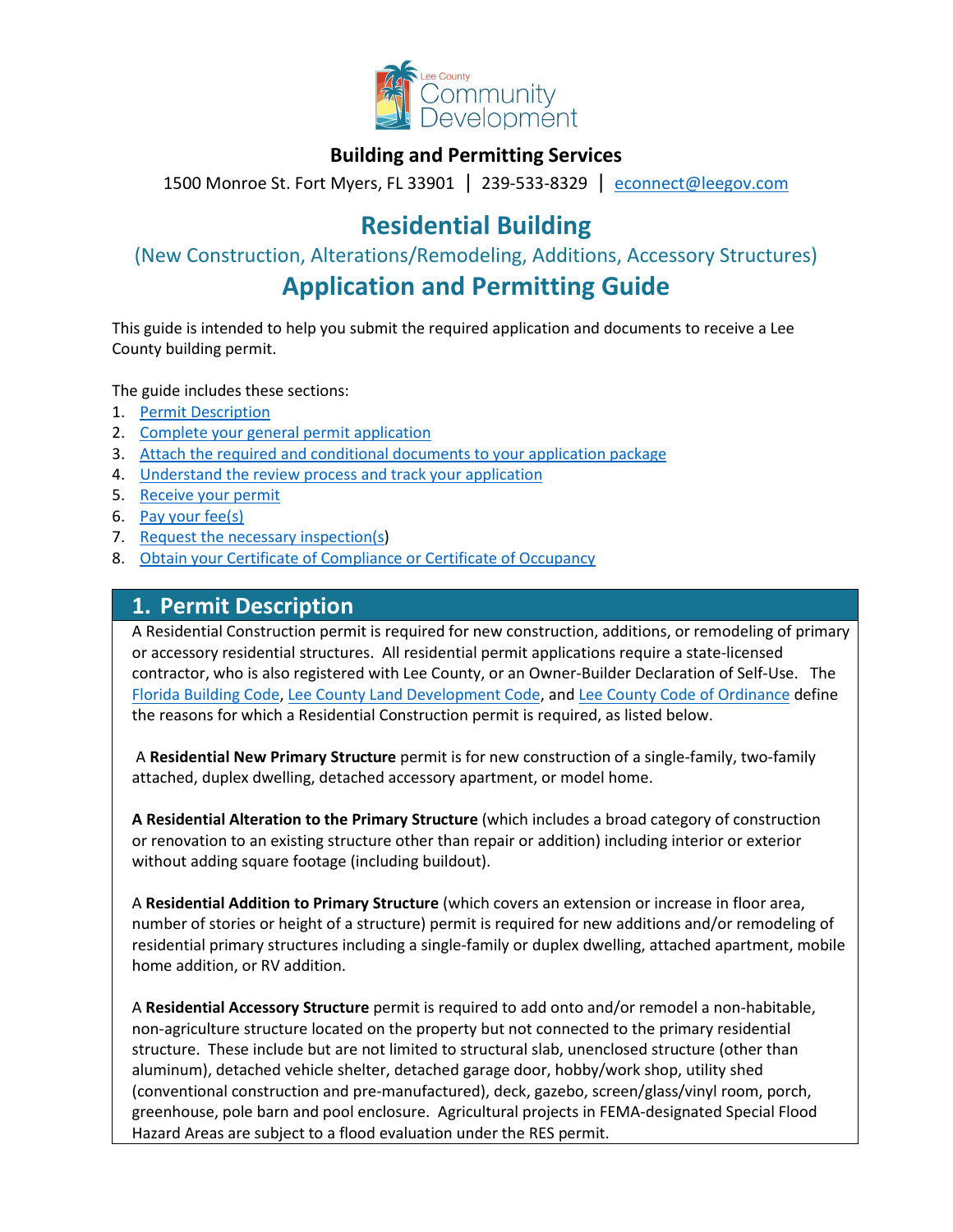Lee County Community Development

**Building and Permitting Services**

1500 Monroe St. Fort Myers, FL 33901 | 239-533-8329 | econnect@leegov.com

# Residential Building

## (New Construction, Alterations/Remodeling, Additions, Accessory Structures)

# Application and Permitting Guide

This guide is intended to help you submit the required application and documents to receive a Lee County building permit.

The guide includes these sections:

1. Permit Description
2. Complete your general permit application
3. Attach the required and conditional documents to your application package
4. Understand the review process and track your application
5. Receive your permit
6. Pay your fee(s)
7. Request the necessary inspection(s)
8. Obtain your Certificate of Compliance or Certificate of Occupancy

## 1. Permit Description

A Residential Construction permit is required for new construction, additions, or remodeling of primary or accessory residential structures. All residential permit applications require a state-licensed contractor, who is also registered with Lee County, or an Owner-Builder Declaration of Self-Use. The Florida Building Code, Lee County Land Development Code, and Lee County Code of Ordinance define the reasons for which a Residential Construction permit is required, as listed below.

A **Residential New Primary Structure** permit is for new construction of a single-family, two-family attached, duplex dwelling, detached accessory apartment, or model home.

**A Residential Alteration to the Primary Structure** (which includes a broad category of construction or renovation to an existing structure other than repair or addition) including interior or exterior without adding square footage (including buildout).

A **Residential Addition to Primary Structure** (which covers an extension or increase in floor area, number of stories or height of a structure) permit is required for new additions and/or remodeling of residential primary structures including a single-family or duplex dwelling, attached apartment, mobile home addition, or RV addition.

A **Residential Accessory Structure** permit is required to add onto and/or remodel a non-habitable, non-agriculture structure located on the property but not connected to the primary residential structure. These include but are not limited to structural slab, unenclosed structure (other than aluminum), detached vehicle shelter, detached garage door, hobby/work shop, utility shed (conventional construction and pre-manufactured), deck, gazebo, screen/glass/vinyl room, porch, greenhouse, pole barn and pool enclosure. Agricultural projects in FEMA-designated Special Flood Hazard Areas are subject to a flood evaluation under the RES permit.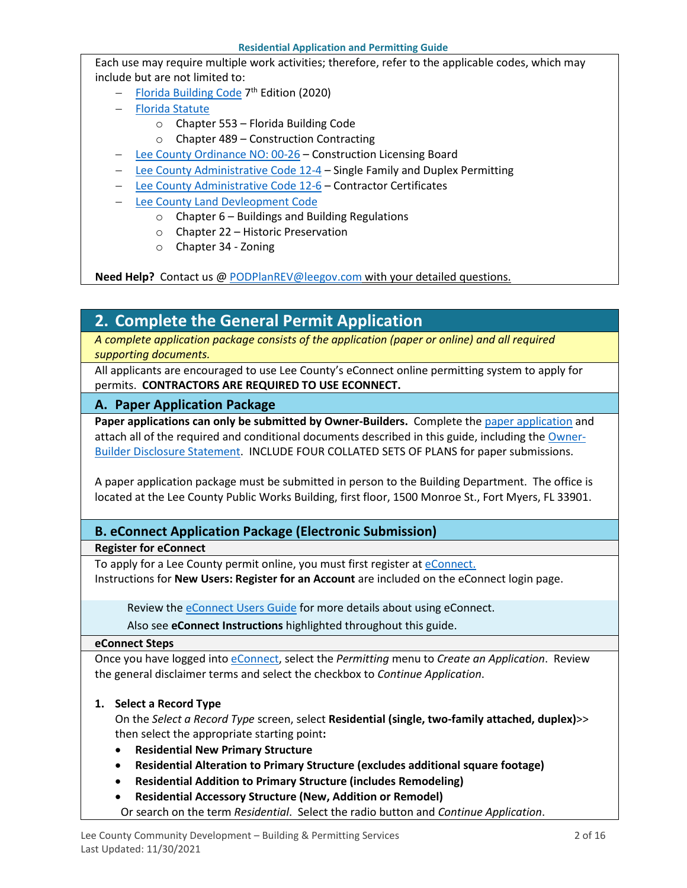Each use may require multiple work activities; therefore, refer to the applicable codes, which may include but are not limited to:

- Florida Building Code 7th Edition (2020)
- Florida Statute
    - Chapter 553 – Florida Building Code
    - Chapter 489 – Construction Contracting
- Lee County Ordinance NO: 00-26 – Construction Licensing Board
- Lee County Administrative Code 12-4 – Single Family and Duplex Permitting
- Lee County Administrative Code 12-6 – Contractor Certificates
- Lee County Land Devleopment Code
    - Chapter 6 – Buildings and Building Regulations
    - Chapter 22 – Historic Preservation
    - Chapter 34 - Zoning

**Need Help?** Contact us @ PODPlanREV@leegov.com with your detailed questions.

## 2. Complete the General Permit Application

*A complete application package consists of the application (paper or online) and all required supporting documents.*

All applicants are encouraged to use Lee County's eConnect online permitting system to apply for permits. **CONTRACTORS ARE REQUIRED TO USE ECONNECT.**

### A. Paper Application Package

**Paper applications can only be submitted by Owner-Builders.** Complete the paper application and attach all of the required and conditional documents described in this guide, including the Owner-Builder Disclosure Statement. INCLUDE FOUR COLLATED SETS OF PLANS for paper submissions.

A paper application package must be submitted in person to the Building Department. The office is located at the Lee County Public Works Building, first floor, 1500 Monroe St., Fort Myers, FL 33901.

### B. eConnect Application Package (Electronic Submission)

**Register for eConnect**

To apply for a Lee County permit online, you must first register at eConnect.
Instructions for **New Users: Register for an Account** are included on the eConnect login page.

Review the eConnect Users Guide for more details about using eConnect.
Also see **eConnect Instructions** highlighted throughout this guide.

**eConnect Steps**

Once you have logged into eConnect, select the *Permitting* menu to *Create an Application*. Review the general disclaimer terms and select the checkbox to *Continue Application*.

1. **Select a Record Type**

   On the *Select a Record Type* screen, select **Residential (single, two-family attached, duplex)**>> then select the appropriate starting point**:**

   - **Residential New Primary Structure**
   - **Residential Alteration to Primary Structure (excludes additional square footage)**
   - **Residential Addition to Primary Structure (includes Remodeling)**
   - **Residential Accessory Structure (New, Addition or Remodel)**

   Or search on the term *Residential*. Select the radio button and *Continue Application*.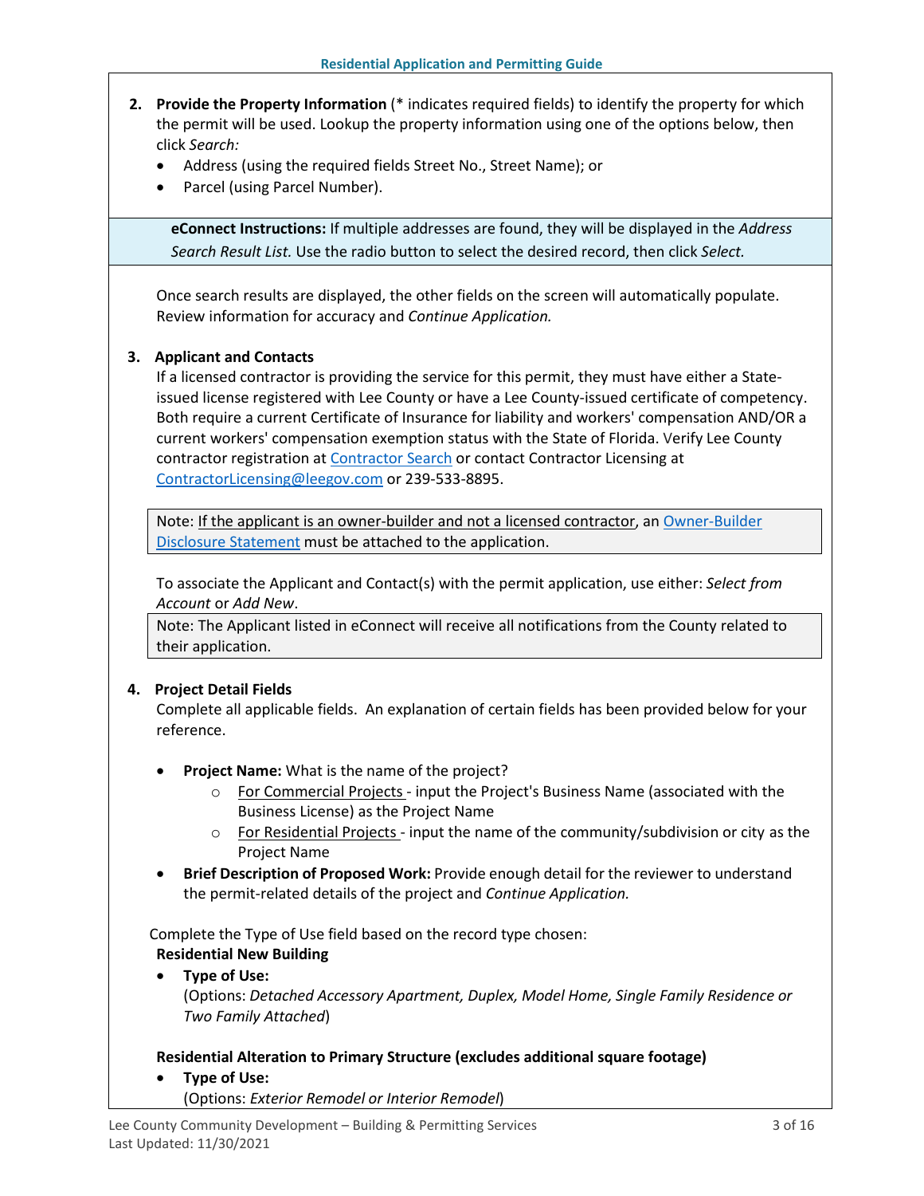2. **Provide the Property Information** (* indicates required fields) to identify the property for which the permit will be used. Lookup the property information using one of the options below, then click *Search:*
   - Address (using the required fields Street No., Street Name); or
   - Parcel (using Parcel Number).

> **eConnect Instructions:** If multiple addresses are found, they will be displayed in the *Address Search Result List.* Use the radio button to select the desired record, then click *Select.*

Once search results are displayed, the other fields on the screen will automatically populate. Review information for accuracy and *Continue Application.*

3. **Applicant and Contacts**

   If a licensed contractor is providing the service for this permit, they must have either a State-issued license registered with Lee County or have a Lee County-issued certificate of competency. Both require a current Certificate of Insurance for liability and workers' compensation AND/OR a current workers' compensation exemption status with the State of Florida. Verify Lee County contractor registration at Contractor Search or contact Contractor Licensing at ContractorLicensing@leegov.com or 239-533-8895.

> Note: If the applicant is an owner-builder and not a licensed contractor, an Owner-Builder Disclosure Statement must be attached to the application.

To associate the Applicant and Contact(s) with the permit application, use either: *Select from Account* or *Add New*.

> Note: The Applicant listed in eConnect will receive all notifications from the County related to their application.

4. **Project Detail Fields**

   Complete all applicable fields. An explanation of certain fields has been provided below for your reference.

   - **Project Name:** What is the name of the project?
     - For Commercial Projects - input the Project's Business Name (associated with the Business License) as the Project Name
     - For Residential Projects - input the name of the community/subdivision or city as the Project Name
   - **Brief Description of Proposed Work:** Provide enough detail for the reviewer to understand the permit-related details of the project and *Continue Application.*

Complete the Type of Use field based on the record type chosen:

**Residential New Building**

- **Type of Use:**
  (Options: *Detached Accessory Apartment, Duplex, Model Home, Single Family Residence or Two Family Attached*)

**Residential Alteration to Primary Structure (excludes additional square footage)**

- **Type of Use:**
  (Options: *Exterior Remodel or Interior Remodel*)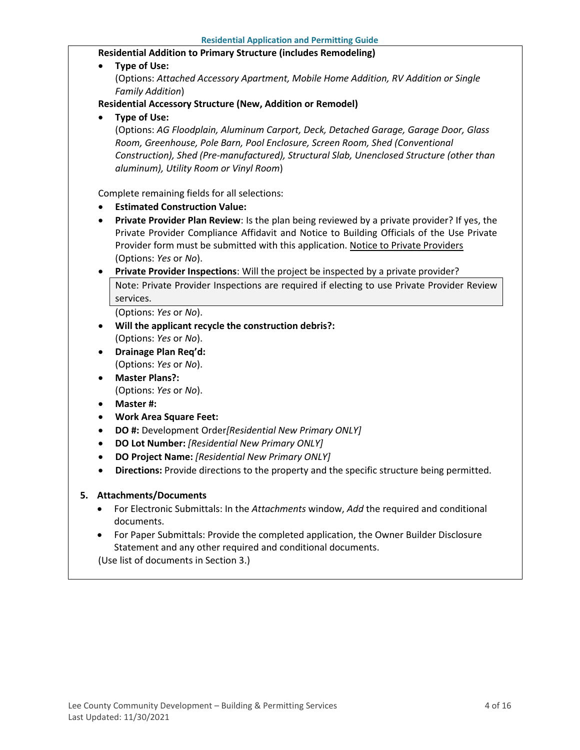**Residential Addition to Primary Structure (includes Remodeling)**

- **Type of Use:**
  (Options: *Attached Accessory Apartment, Mobile Home Addition, RV Addition or Single Family Addition*)

**Residential Accessory Structure (New, Addition or Remodel)**

- **Type of Use:**
  (Options: *AG Floodplain, Aluminum Carport, Deck, Detached Garage, Garage Door, Glass Room, Greenhouse, Pole Barn, Pool Enclosure, Screen Room, Shed (Conventional Construction), Shed (Pre-manufactured), Structural Slab, Unenclosed Structure (other than aluminum), Utility Room or Vinyl Room*)

Complete remaining fields for all selections:

- **Estimated Construction Value:**
- **Private Provider Plan Review**: Is the plan being reviewed by a private provider? If yes, the Private Provider Compliance Affidavit and Notice to Building Officials of the Use Private Provider form must be submitted with this application. Notice to Private Providers (Options: *Yes* or *No*).
- **Private Provider Inspections**: Will the project be inspected by a private provider?

  > Note: Private Provider Inspections are required if electing to use Private Provider Review services.

  (Options: *Yes* or *No*).
- **Will the applicant recycle the construction debris?:**
  (Options: *Yes* or *No*).
- **Drainage Plan Req'd:**
  (Options: *Yes* or *No*).
- **Master Plans?:**
  (Options: *Yes* or *No*).
- **Master #:**
- **Work Area Square Feet:**
- **DO #:** Development Order*[Residential New Primary ONLY]*
- **DO Lot Number:** *[Residential New Primary ONLY]*
- **DO Project Name:** *[Residential New Primary ONLY]*
- **Directions:** Provide directions to the property and the specific structure being permitted.

## 5. Attachments/Documents

- For Electronic Submittals: In the *Attachments* window, *Add* the required and conditional documents.
- For Paper Submittals: Provide the completed application, the Owner Builder Disclosure Statement and any other required and conditional documents.

(Use list of documents in Section 3.)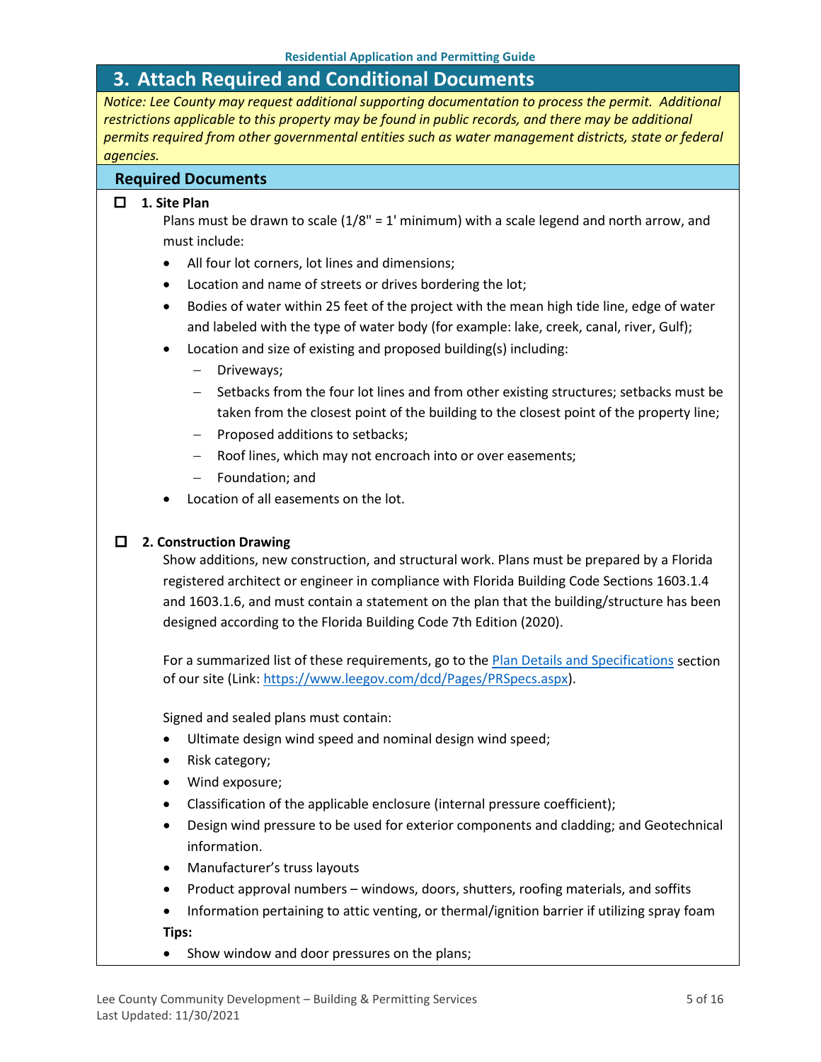# 3. Attach Required and Conditional Documents

*Notice: Lee County may request additional supporting documentation to process the permit. Additional restrictions applicable to this property may be found in public records, and there may be additional permits required from other governmental entities such as water management districts, state or federal agencies.*

## Required Documents

☐ **1. Site Plan**

Plans must be drawn to scale (1/8" = 1' minimum) with a scale legend and north arrow, and must include:

- All four lot corners, lot lines and dimensions;
- Location and name of streets or drives bordering the lot;
- Bodies of water within 25 feet of the project with the mean high tide line, edge of water and labeled with the type of water body (for example: lake, creek, canal, river, Gulf);
- Location and size of existing and proposed building(s) including:
  - Driveways;
  - Setbacks from the four lot lines and from other existing structures; setbacks must be taken from the closest point of the building to the closest point of the property line;
  - Proposed additions to setbacks;
  - Roof lines, which may not encroach into or over easements;
  - Foundation; and
- Location of all easements on the lot.

☐ **2. Construction Drawing**

Show additions, new construction, and structural work. Plans must be prepared by a Florida registered architect or engineer in compliance with Florida Building Code Sections 1603.1.4 and 1603.1.6, and must contain a statement on the plan that the building/structure has been designed according to the Florida Building Code 7th Edition (2020).

For a summarized list of these requirements, go to the [Plan Details and Specifications](https://www.leegov.com/dcd/Pages/PRSpecs.aspx) section of our site (Link: https://www.leegov.com/dcd/Pages/PRSpecs.aspx).

Signed and sealed plans must contain:

- Ultimate design wind speed and nominal design wind speed;
- Risk category;
- Wind exposure;
- Classification of the applicable enclosure (internal pressure coefficient);
- Design wind pressure to be used for exterior components and cladding; and Geotechnical information.
- Manufacturer's truss layouts
- Product approval numbers – windows, doors, shutters, roofing materials, and soffits
- Information pertaining to attic venting, or thermal/ignition barrier if utilizing spray foam

**Tips:**

- Show window and door pressures on the plans;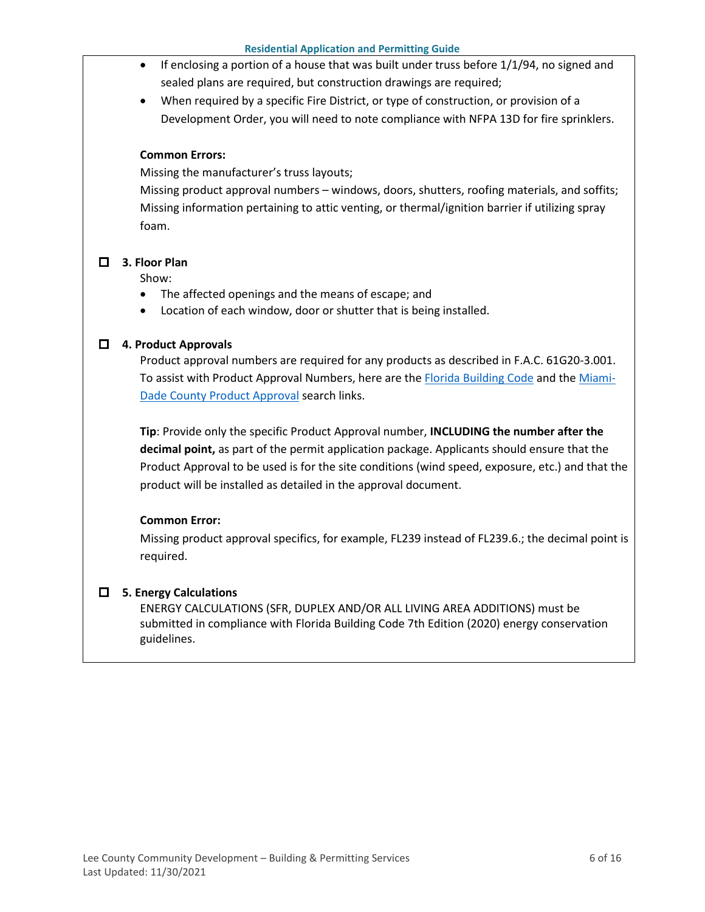- If enclosing a portion of a house that was built under truss before 1/1/94, no signed and sealed plans are required, but construction drawings are required;
- When required by a specific Fire District, or type of construction, or provision of a Development Order, you will need to note compliance with NFPA 13D for fire sprinklers.

**Common Errors:**

Missing the manufacturer's truss layouts;

Missing product approval numbers – windows, doors, shutters, roofing materials, and soffits;

Missing information pertaining to attic venting, or thermal/ignition barrier if utilizing spray foam.

### ☐ 3. Floor Plan

Show:

- The affected openings and the means of escape; and
- Location of each window, door or shutter that is being installed.

### ☐ 4. Product Approvals

Product approval numbers are required for any products as described in F.A.C. 61G20-3.001. To assist with Product Approval Numbers, here are the Florida Building Code and the Miami-Dade County Product Approval search links.

**Tip**: Provide only the specific Product Approval number, **INCLUDING the number after the decimal point,** as part of the permit application package. Applicants should ensure that the Product Approval to be used is for the site conditions (wind speed, exposure, etc.) and that the product will be installed as detailed in the approval document.

**Common Error:**

Missing product approval specifics, for example, FL239 instead of FL239.6.; the decimal point is required.

### ☐ 5. Energy Calculations

ENERGY CALCULATIONS (SFR, DUPLEX AND/OR ALL LIVING AREA ADDITIONS) must be submitted in compliance with Florida Building Code 7th Edition (2020) energy conservation guidelines.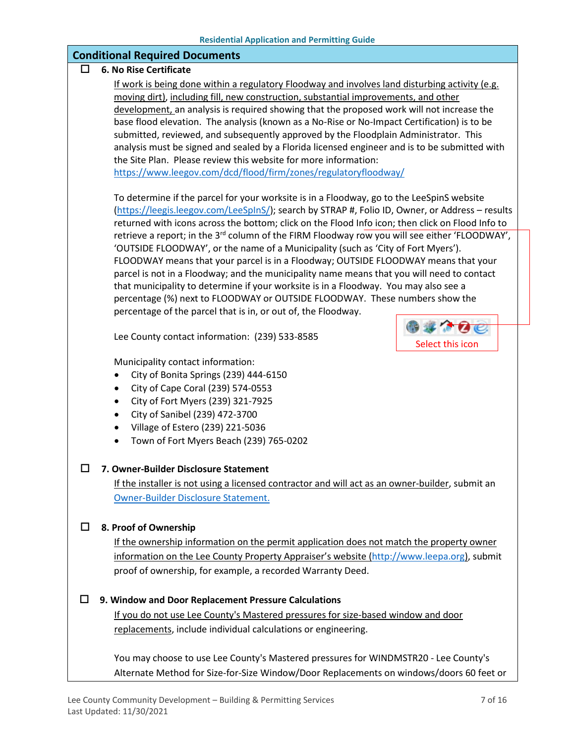## Conditional Required Documents

☐ **6. No Rise Certificate**

If work is being done within a regulatory Floodway and involves land disturbing activity (e.g. moving dirt), including fill, new construction, substantial improvements, and other development, an analysis is required showing that the proposed work will not increase the base flood elevation. The analysis (known as a No-Rise or No-Impact Certification) is to be submitted, reviewed, and subsequently approved by the Floodplain Administrator. This analysis must be signed and sealed by a Florida licensed engineer and is to be submitted with the Site Plan. Please review this website for more information: [https://www.leegov.com/dcd/flood/firm/zones/regulatoryfloodway/](https://www.leegov.com/dcd/flood/firm/zones/regulatoryfloodway/)

To determine if the parcel for your worksite is in a Floodway, go to the LeeSpinS website ([https://leegis.leegov.com/LeeSpInS/](https://leegis.leegov.com/LeeSpInS/)); search by STRAP #, Folio ID, Owner, or Address – results returned with icons across the bottom; click on the Flood Info icon; then click on Flood Info to retrieve a report; in the 3rd column of the FIRM Floodway row you will see either 'FLOODWAY', 'OUTSIDE FLOODWAY', or the name of a Municipality (such as 'City of Fort Myers'). FLOODWAY means that your parcel is in a Floodway; OUTSIDE FLOODWAY means that your parcel is not in a Floodway; and the municipality name means that you will need to contact that municipality to determine if your worksite is in a Floodway. You may also see a percentage (%) next to FLOODWAY or OUTSIDE FLOODWAY. These numbers show the percentage of the parcel that is in, or out of, the Floodway.

Select this icon

Lee County contact information: (239) 533-8585

Municipality contact information:

- City of Bonita Springs (239) 444-6150
- City of Cape Coral (239) 574-0553
- City of Fort Myers (239) 321-7925
- City of Sanibel (239) 472-3700
- Village of Estero (239) 221-5036
- Town of Fort Myers Beach (239) 765-0202

☐ **7. Owner-Builder Disclosure Statement**

If the installer is not using a licensed contractor and will act as an owner-builder, submit an Owner-Builder Disclosure Statement.

☐ **8. Proof of Ownership**

If the ownership information on the permit application does not match the property owner information on the Lee County Property Appraiser's website ([http://www.leepa.org](http://www.leepa.org)), submit proof of ownership, for example, a recorded Warranty Deed.

☐ **9. Window and Door Replacement Pressure Calculations**

If you do not use Lee County's Mastered pressures for size-based window and door replacements, include individual calculations or engineering.

You may choose to use Lee County's Mastered pressures for WINDMSTR20 - Lee County's Alternate Method for Size-for-Size Window/Door Replacements on windows/doors 60 feet or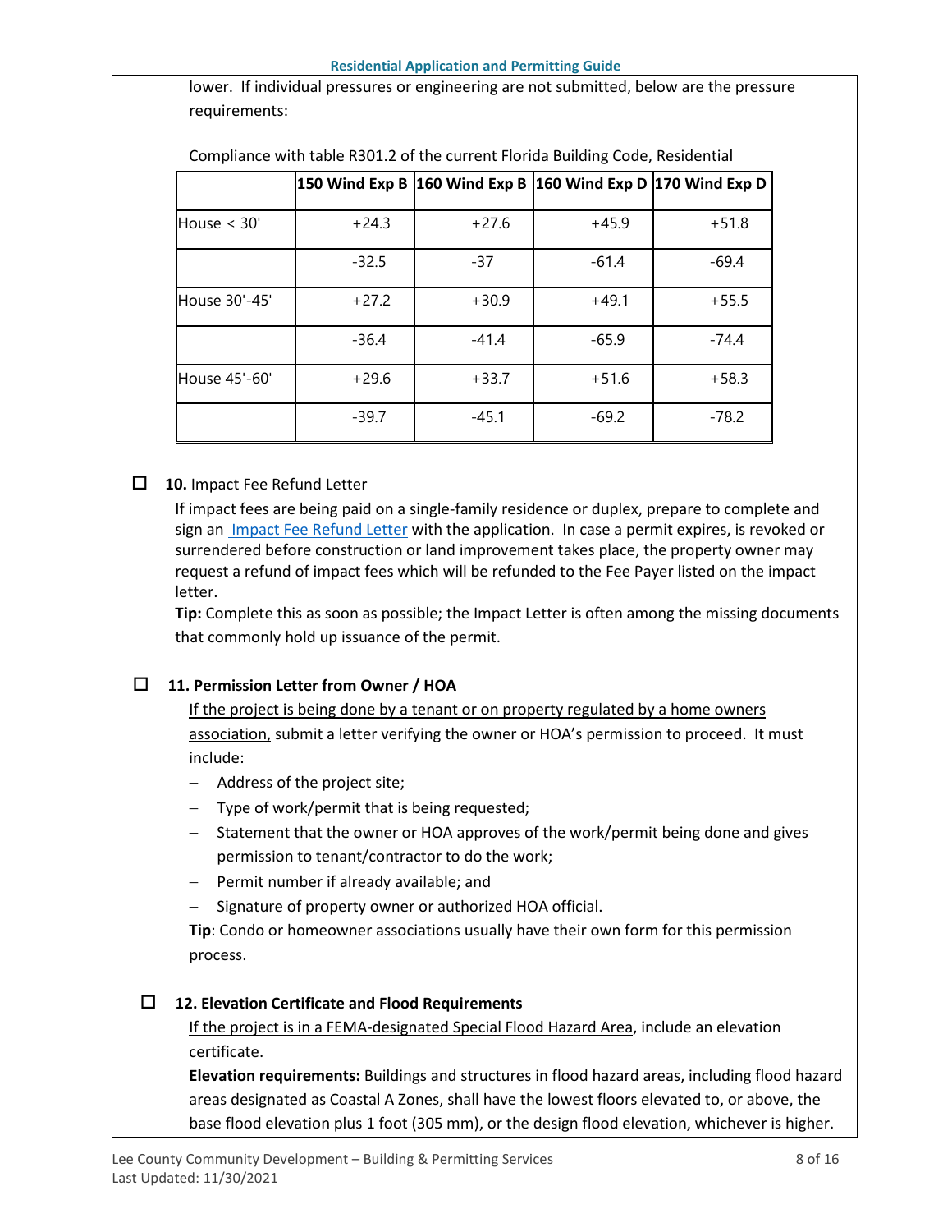lower. If individual pressures or engineering are not submitted, below are the pressure requirements:

Compliance with table R301.2 of the current Florida Building Code, Residential

| | 150 Wind Exp B | 160 Wind Exp B | 160 Wind Exp D | 170 Wind Exp D |
|---|---|---|---|---|
| House < 30' | +24.3 | +27.6 | +45.9 | +51.8 |
| | -32.5 | -37 | -61.4 | -69.4 |
| House 30'-45' | +27.2 | +30.9 | +49.1 | +55.5 |
| | -36.4 | -41.4 | -65.9 | -74.4 |
| House 45'-60' | +29.6 | +33.7 | +51.6 | +58.3 |
| | -39.7 | -45.1 | -69.2 | -78.2 |

☐ **10.** Impact Fee Refund Letter

If impact fees are being paid on a single-family residence or duplex, prepare to complete and sign an Impact Fee Refund Letter with the application. In case a permit expires, is revoked or surrendered before construction or land improvement takes place, the property owner may request a refund of impact fees which will be refunded to the Fee Payer listed on the impact letter.

**Tip:** Complete this as soon as possible; the Impact Letter is often among the missing documents that commonly hold up issuance of the permit.

☐ **11. Permission Letter from Owner / HOA**

If the project is being done by a tenant or on property regulated by a home owners association, submit a letter verifying the owner or HOA's permission to proceed. It must include:

- Address of the project site;
- Type of work/permit that is being requested;
- Statement that the owner or HOA approves of the work/permit being done and gives permission to tenant/contractor to do the work;
- Permit number if already available; and
- Signature of property owner or authorized HOA official.

**Tip**: Condo or homeowner associations usually have their own form for this permission process.

☐ **12. Elevation Certificate and Flood Requirements**

If the project is in a FEMA-designated Special Flood Hazard Area, include an elevation certificate.

**Elevation requirements:** Buildings and structures in flood hazard areas, including flood hazard areas designated as Coastal A Zones, shall have the lowest floors elevated to, or above, the base flood elevation plus 1 foot (305 mm), or the design flood elevation, whichever is higher.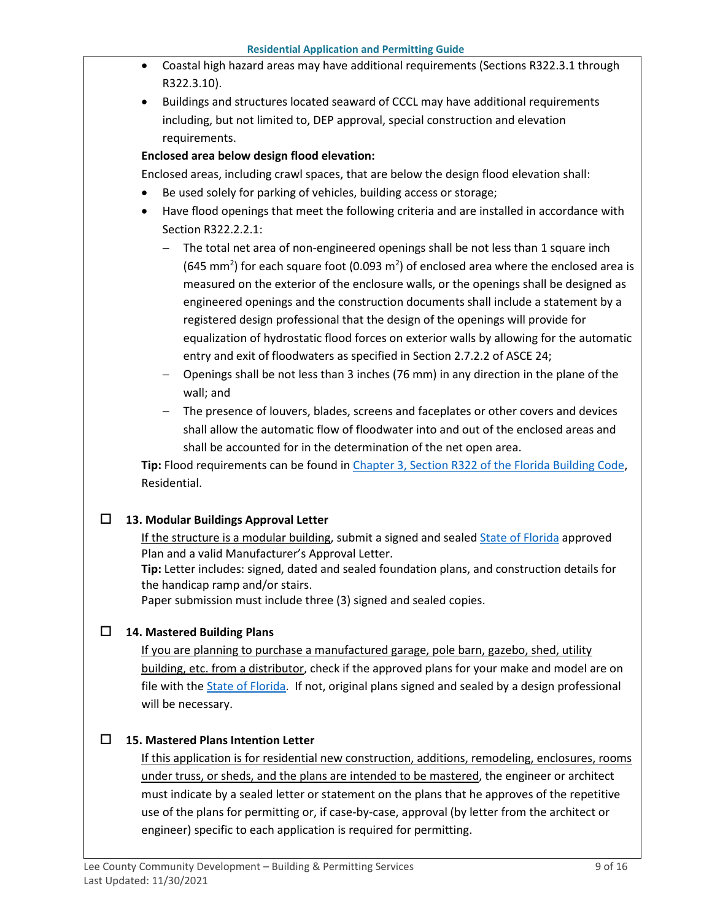- Coastal high hazard areas may have additional requirements (Sections R322.3.1 through R322.3.10).
- Buildings and structures located seaward of CCCL may have additional requirements including, but not limited to, DEP approval, special construction and elevation requirements.

**Enclosed area below design flood elevation:**

Enclosed areas, including crawl spaces, that are below the design flood elevation shall:

- Be used solely for parking of vehicles, building access or storage;
- Have flood openings that meet the following criteria and are installed in accordance with Section R322.2.2.1:
  - The total net area of non-engineered openings shall be not less than 1 square inch (645 mm$^2$) for each square foot (0.093 m$^2$) of enclosed area where the enclosed area is measured on the exterior of the enclosure walls, or the openings shall be designed as engineered openings and the construction documents shall include a statement by a registered design professional that the design of the openings will provide for equalization of hydrostatic flood forces on exterior walls by allowing for the automatic entry and exit of floodwaters as specified in Section 2.7.2.2 of ASCE 24;
  - Openings shall be not less than 3 inches (76 mm) in any direction in the plane of the wall; and
  - The presence of louvers, blades, screens and faceplates or other covers and devices shall allow the automatic flow of floodwater into and out of the enclosed areas and shall be accounted for in the determination of the net open area.

**Tip:** Flood requirements can be found in Chapter 3, Section R322 of the Florida Building Code, Residential.

☐ **13. Modular Buildings Approval Letter**

If the structure is a modular building, submit a signed and sealed State of Florida approved Plan and a valid Manufacturer's Approval Letter.

**Tip:** Letter includes: signed, dated and sealed foundation plans, and construction details for the handicap ramp and/or stairs.

Paper submission must include three (3) signed and sealed copies.

☐ **14. Mastered Building Plans**

If you are planning to purchase a manufactured garage, pole barn, gazebo, shed, utility building, etc. from a distributor, check if the approved plans for your make and model are on file with the State of Florida. If not, original plans signed and sealed by a design professional will be necessary.

☐ **15. Mastered Plans Intention Letter**

If this application is for residential new construction, additions, remodeling, enclosures, rooms under truss, or sheds, and the plans are intended to be mastered, the engineer or architect must indicate by a sealed letter or statement on the plans that he approves of the repetitive use of the plans for permitting or, if case-by-case, approval (by letter from the architect or engineer) specific to each application is required for permitting.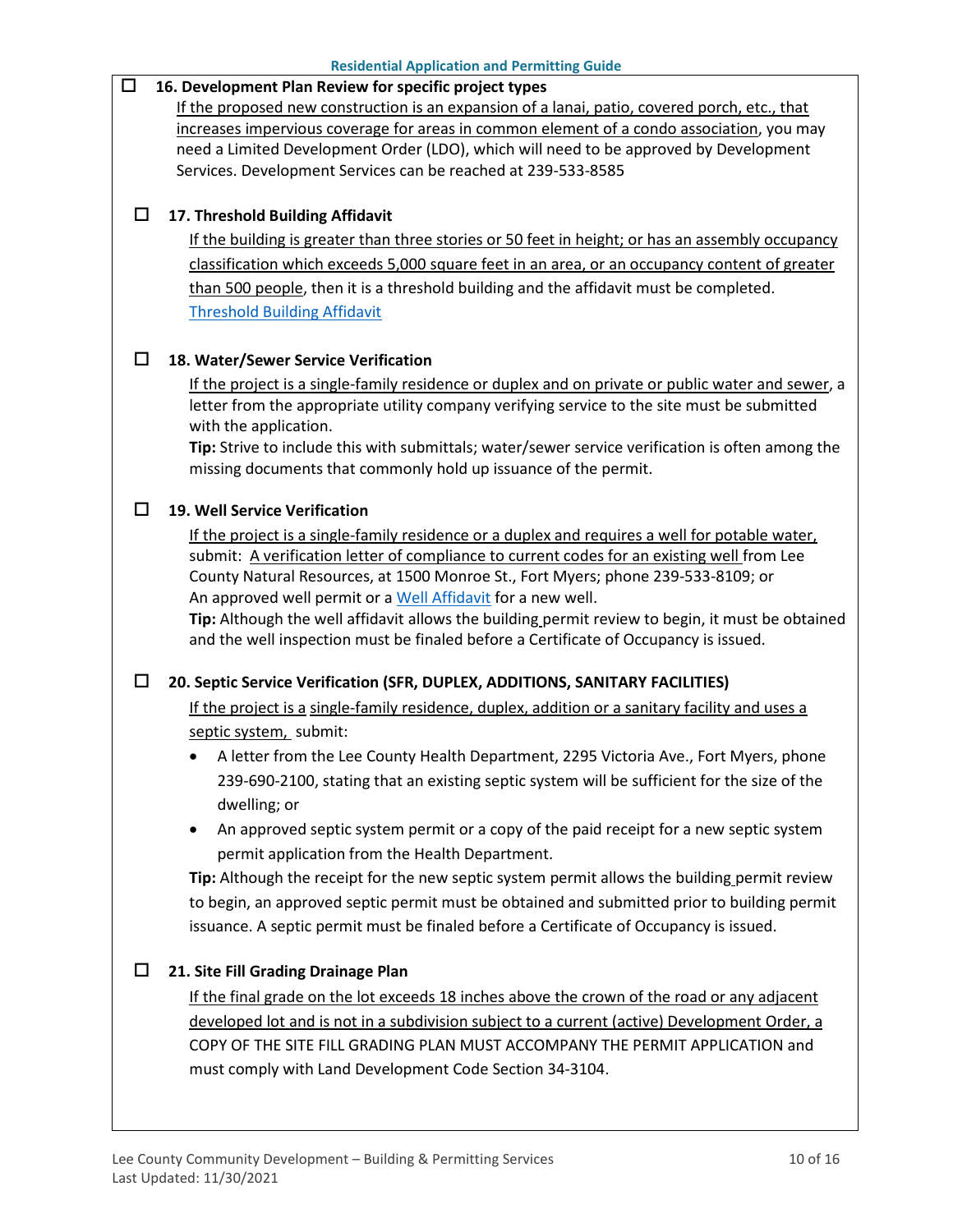☐ **16. Development Plan Review for specific project types**

If the proposed new construction is an expansion of a lanai, patio, covered porch, etc., that increases impervious coverage for areas in common element of a condo association, you may need a Limited Development Order (LDO), which will need to be approved by Development Services. Development Services can be reached at 239-533-8585

☐ **17. Threshold Building Affidavit**

If the building is greater than three stories or 50 feet in height; or has an assembly occupancy classification which exceeds 5,000 square feet in an area, or an occupancy content of greater than 500 people, then it is a threshold building and the affidavit must be completed.
Threshold Building Affidavit

☐ **18. Water/Sewer Service Verification**

If the project is a single-family residence or duplex and on private or public water and sewer, a letter from the appropriate utility company verifying service to the site must be submitted with the application.
**Tip:** Strive to include this with submittals; water/sewer service verification is often among the missing documents that commonly hold up issuance of the permit.

☐ **19. Well Service Verification**

If the project is a single-family residence or a duplex and requires a well for potable water, submit: A verification letter of compliance to current codes for an existing well from Lee County Natural Resources, at 1500 Monroe St., Fort Myers; phone 239-533-8109; or
An approved well permit or a Well Affidavit for a new well.
**Tip:** Although the well affidavit allows the building permit review to begin, it must be obtained and the well inspection must be finaled before a Certificate of Occupancy is issued.

☐ **20. Septic Service Verification (SFR, DUPLEX, ADDITIONS, SANITARY FACILITIES)**

If the project is a single-family residence, duplex, addition or a sanitary facility and uses a septic system, submit:

- A letter from the Lee County Health Department, 2295 Victoria Ave., Fort Myers, phone 239-690-2100, stating that an existing septic system will be sufficient for the size of the dwelling; or
- An approved septic system permit or a copy of the paid receipt for a new septic system permit application from the Health Department.

**Tip:** Although the receipt for the new septic system permit allows the building permit review to begin, an approved septic permit must be obtained and submitted prior to building permit issuance. A septic permit must be finaled before a Certificate of Occupancy is issued.

☐ **21. Site Fill Grading Drainage Plan**

If the final grade on the lot exceeds 18 inches above the crown of the road or any adjacent developed lot and is not in a subdivision subject to a current (active) Development Order, a COPY OF THE SITE FILL GRADING PLAN MUST ACCOMPANY THE PERMIT APPLICATION and must comply with Land Development Code Section 34-3104.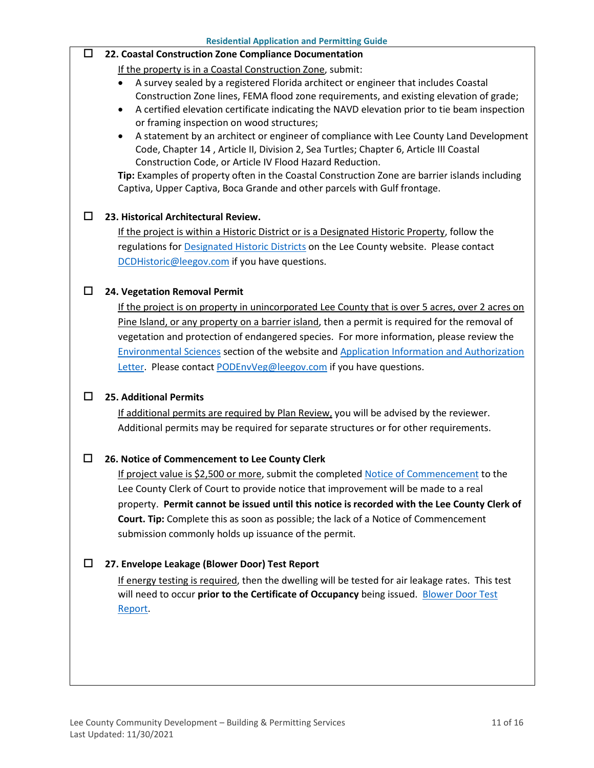☐ **22. Coastal Construction Zone Compliance Documentation**

If the property is in a Coastal Construction Zone, submit:

- A survey sealed by a registered Florida architect or engineer that includes Coastal Construction Zone lines, FEMA flood zone requirements, and existing elevation of grade;
- A certified elevation certificate indicating the NAVD elevation prior to tie beam inspection or framing inspection on wood structures;
- A statement by an architect or engineer of compliance with Lee County Land Development Code, Chapter 14 , Article II, Division 2, Sea Turtles; Chapter 6, Article III Coastal Construction Code, or Article IV Flood Hazard Reduction.

**Tip:** Examples of property often in the Coastal Construction Zone are barrier islands including Captiva, Upper Captiva, Boca Grande and other parcels with Gulf frontage.

☐ **23. Historical Architectural Review.**

If the project is within a Historic District or is a Designated Historic Property, follow the regulations for Designated Historic Districts on the Lee County website. Please contact DCDHistoric@leegov.com if you have questions.

☐ **24. Vegetation Removal Permit**

If the project is on property in unincorporated Lee County that is over 5 acres, over 2 acres on Pine Island, or any property on a barrier island, then a permit is required for the removal of vegetation and protection of endangered species. For more information, please review the Environmental Sciences section of the website and Application Information and Authorization Letter. Please contact PODEnvVeg@leegov.com if you have questions.

☐ **25. Additional Permits**

If additional permits are required by Plan Review, you will be advised by the reviewer. Additional permits may be required for separate structures or for other requirements.

☐ **26. Notice of Commencement to Lee County Clerk**

If project value is $2,500 or more, submit the completed Notice of Commencement to the Lee County Clerk of Court to provide notice that improvement will be made to a real property. **Permit cannot be issued until this notice is recorded with the Lee County Clerk of Court. Tip:** Complete this as soon as possible; the lack of a Notice of Commencement submission commonly holds up issuance of the permit.

☐ **27. Envelope Leakage (Blower Door) Test Report**

If energy testing is required, then the dwelling will be tested for air leakage rates. This test will need to occur **prior to the Certificate of Occupancy** being issued. Blower Door Test Report.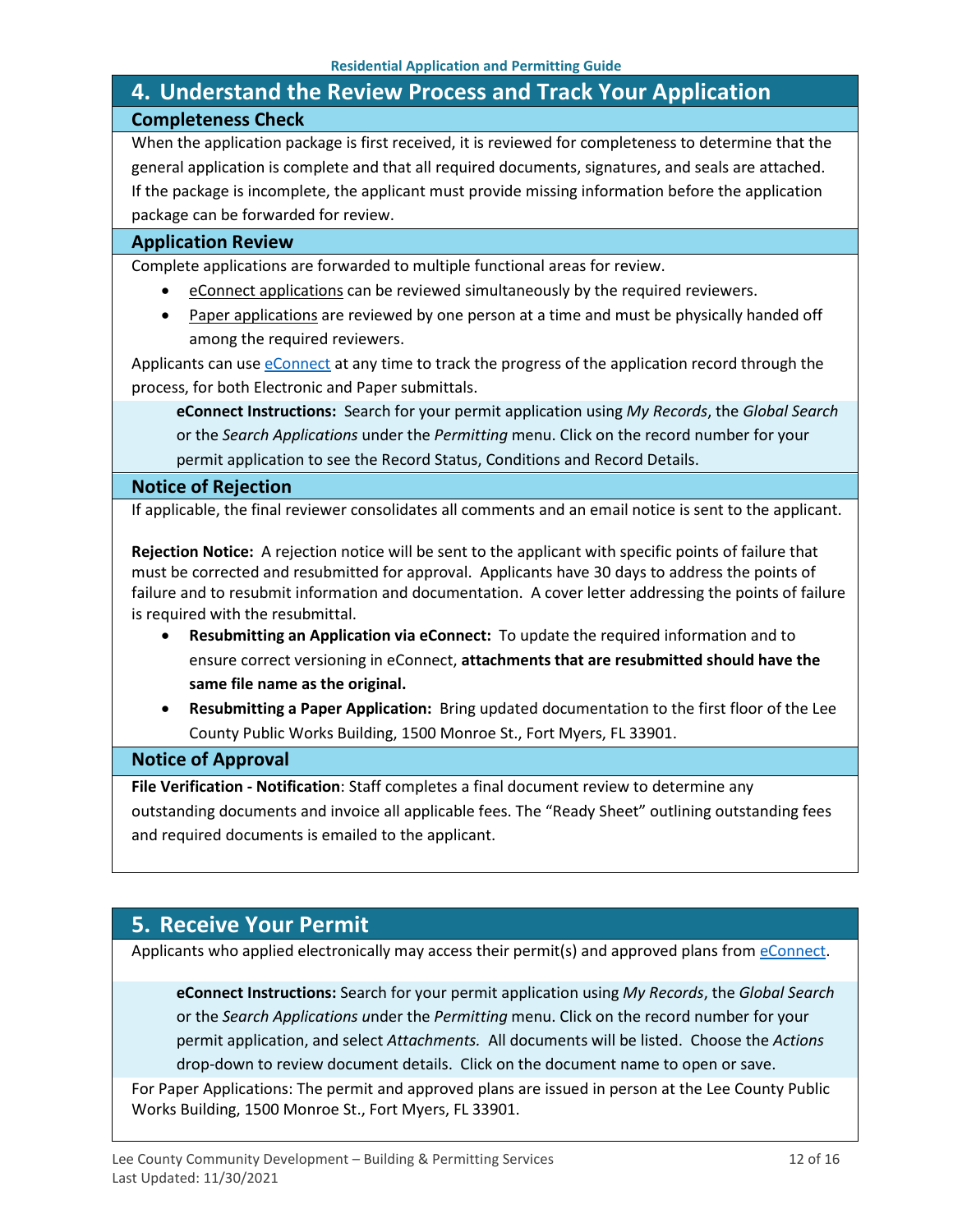## 4. Understand the Review Process and Track Your Application

### Completeness Check

When the application package is first received, it is reviewed for completeness to determine that the general application is complete and that all required documents, signatures, and seals are attached. If the package is incomplete, the applicant must provide missing information before the application package can be forwarded for review.

### Application Review

Complete applications are forwarded to multiple functional areas for review.

- eConnect applications can be reviewed simultaneously by the required reviewers.
- Paper applications are reviewed by one person at a time and must be physically handed off among the required reviewers.

Applicants can use eConnect at any time to track the progress of the application record through the process, for both Electronic and Paper submittals.

> **eConnect Instructions:** Search for your permit application using *My Records*, the *Global Search* or the *Search Applications* under the *Permitting* menu. Click on the record number for your permit application to see the Record Status, Conditions and Record Details.

### Notice of Rejection

If applicable, the final reviewer consolidates all comments and an email notice is sent to the applicant.

**Rejection Notice:** A rejection notice will be sent to the applicant with specific points of failure that must be corrected and resubmitted for approval. Applicants have 30 days to address the points of failure and to resubmit information and documentation. A cover letter addressing the points of failure is required with the resubmittal.

- **Resubmitting an Application via eConnect:** To update the required information and to ensure correct versioning in eConnect, **attachments that are resubmitted should have the same file name as the original.**
- **Resubmitting a Paper Application:** Bring updated documentation to the first floor of the Lee County Public Works Building, 1500 Monroe St., Fort Myers, FL 33901.

### Notice of Approval

**File Verification - Notification**: Staff completes a final document review to determine any outstanding documents and invoice all applicable fees. The "Ready Sheet" outlining outstanding fees and required documents is emailed to the applicant.

## 5. Receive Your Permit

Applicants who applied electronically may access their permit(s) and approved plans from eConnect.

> **eConnect Instructions:** Search for your permit application using *My Records*, the *Global Search* or the *Search Applications* under the *Permitting* menu. Click on the record number for your permit application, and select *Attachments.* All documents will be listed. Choose the *Actions* drop-down to review document details. Click on the document name to open or save.

For Paper Applications: The permit and approved plans are issued in person at the Lee County Public Works Building, 1500 Monroe St., Fort Myers, FL 33901.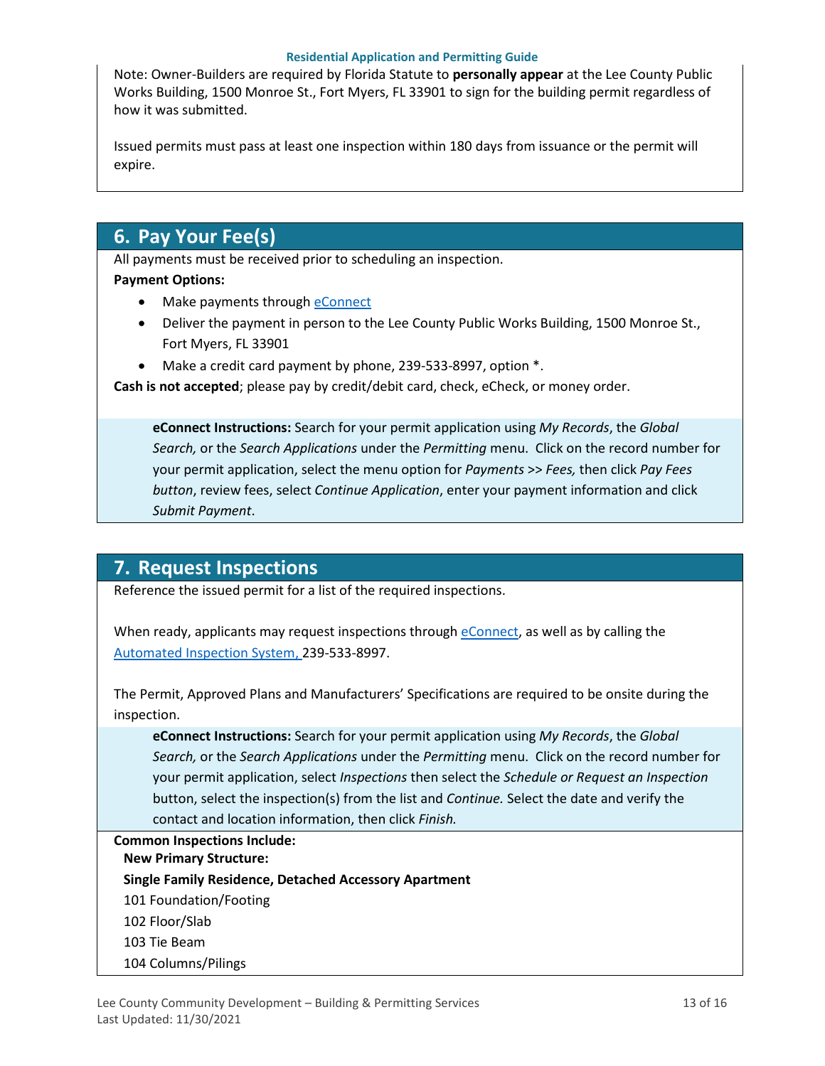Note: Owner-Builders are required by Florida Statute to **personally appear** at the Lee County Public Works Building, 1500 Monroe St., Fort Myers, FL 33901 to sign for the building permit regardless of how it was submitted.

Issued permits must pass at least one inspection within 180 days from issuance or the permit will expire.

## 6. Pay Your Fee(s)

All payments must be received prior to scheduling an inspection.

**Payment Options:**

- Make payments through eConnect
- Deliver the payment in person to the Lee County Public Works Building, 1500 Monroe St., Fort Myers, FL 33901
- Make a credit card payment by phone, 239-533-8997, option *.

**Cash is not accepted**; please pay by credit/debit card, check, eCheck, or money order.

> **eConnect Instructions:** Search for your permit application using *My Records*, the *Global Search,* or the *Search Applications* under the *Permitting* menu. Click on the record number for your permit application, select the menu option for *Payments >> Fees,* then click *Pay Fees button*, review fees, select *Continue Application*, enter your payment information and click *Submit Payment*.

## 7. Request Inspections

Reference the issued permit for a list of the required inspections.

When ready, applicants may request inspections through eConnect, as well as by calling the Automated Inspection System, 239-533-8997.

The Permit, Approved Plans and Manufacturers' Specifications are required to be onsite during the inspection.

> **eConnect Instructions:** Search for your permit application using *My Records*, the *Global Search,* or the *Search Applications* under the *Permitting* menu. Click on the record number for your permit application, select *Inspections* then select the *Schedule or Request an Inspection* button, select the inspection(s) from the list and *Continue.* Select the date and verify the contact and location information, then click *Finish.*

**Common Inspections Include:**

**New Primary Structure:**

**Single Family Residence, Detached Accessory Apartment**

101 Foundation/Footing

102 Floor/Slab

103 Tie Beam

104 Columns/Pilings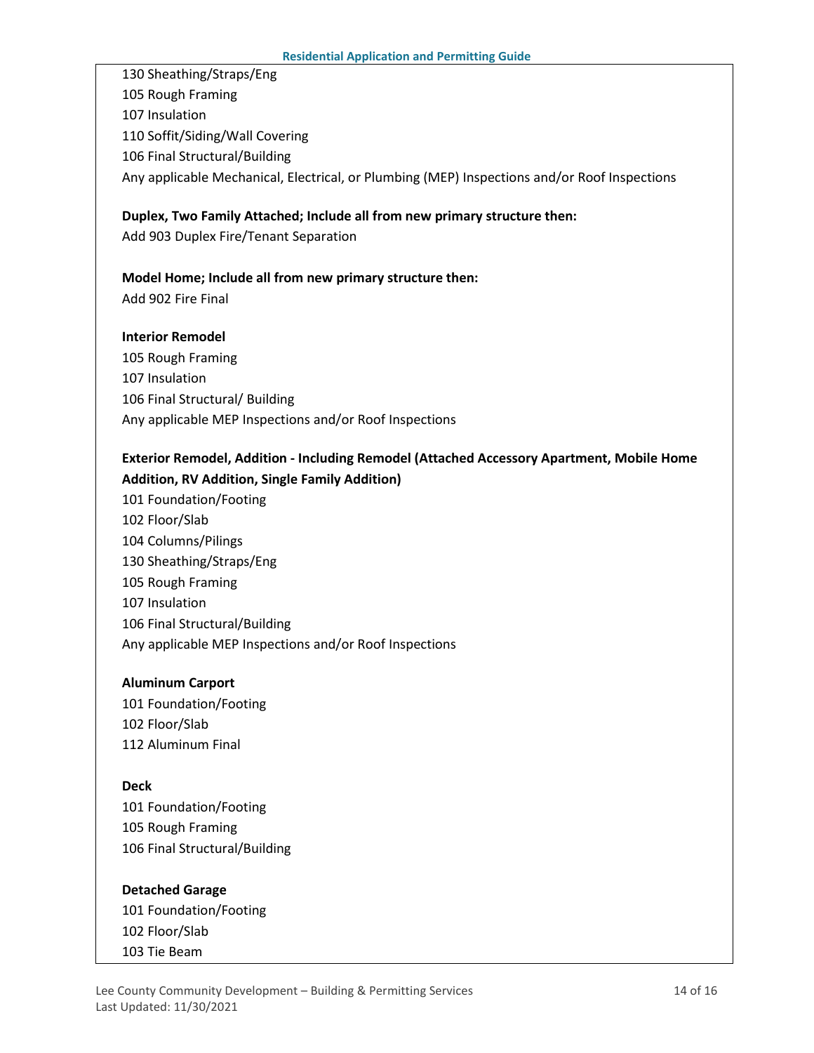130 Sheathing/Straps/Eng
105 Rough Framing
107 Insulation
110 Soffit/Siding/Wall Covering
106 Final Structural/Building
Any applicable Mechanical, Electrical, or Plumbing (MEP) Inspections and/or Roof Inspections

**Duplex, Two Family Attached; Include all from new primary structure then:**
Add 903 Duplex Fire/Tenant Separation

**Model Home; Include all from new primary structure then:**
Add 902 Fire Final

**Interior Remodel**
105 Rough Framing
107 Insulation
106 Final Structural/ Building
Any applicable MEP Inspections and/or Roof Inspections

**Exterior Remodel, Addition - Including Remodel (Attached Accessory Apartment, Mobile Home Addition, RV Addition, Single Family Addition)**
101 Foundation/Footing
102 Floor/Slab
104 Columns/Pilings
130 Sheathing/Straps/Eng
105 Rough Framing
107 Insulation
106 Final Structural/Building
Any applicable MEP Inspections and/or Roof Inspections

**Aluminum Carport**
101 Foundation/Footing
102 Floor/Slab
112 Aluminum Final

**Deck**
101 Foundation/Footing
105 Rough Framing
106 Final Structural/Building

**Detached Garage**
101 Foundation/Footing
102 Floor/Slab
103 Tie Beam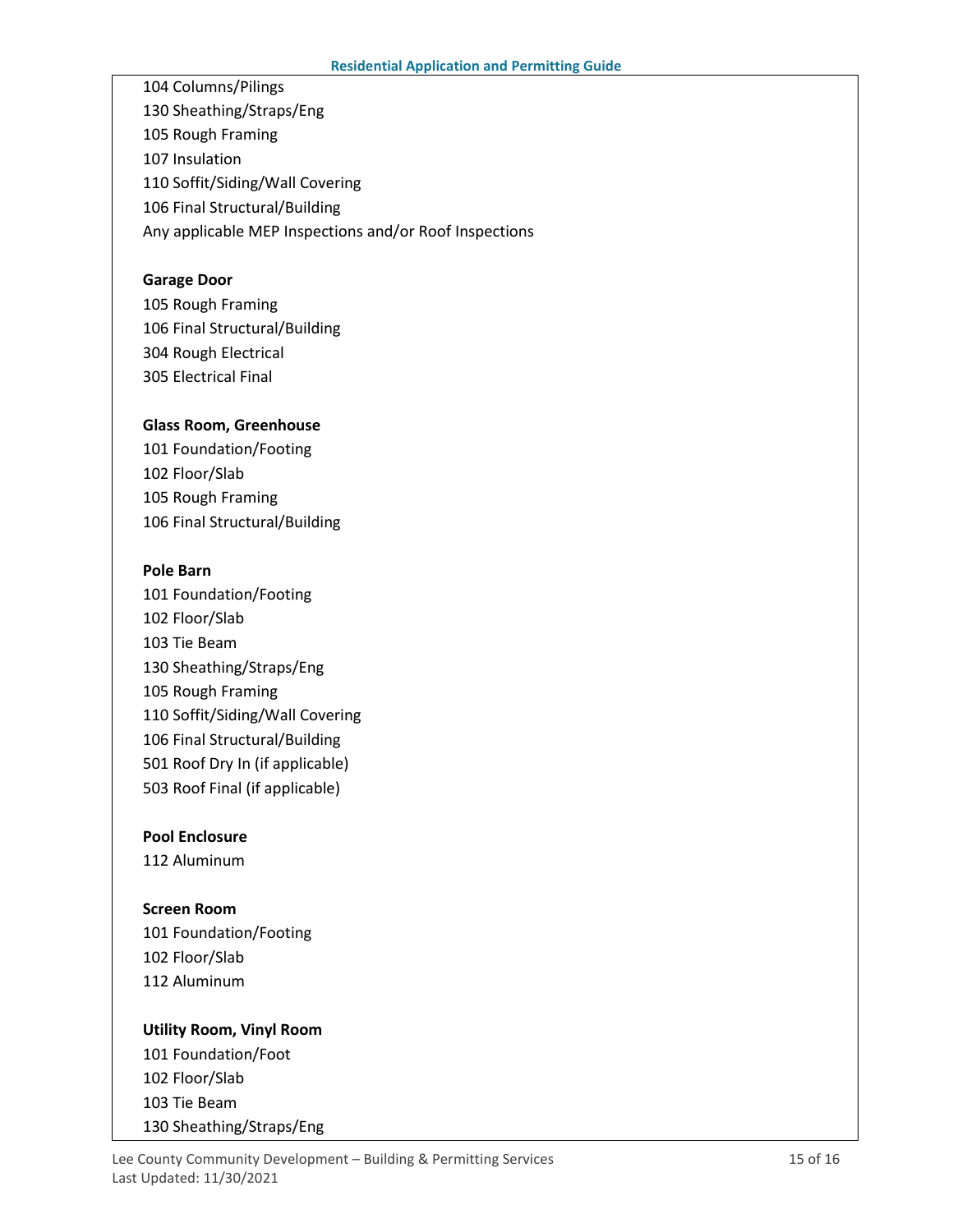104 Columns/Pilings
130 Sheathing/Straps/Eng
105 Rough Framing
107 Insulation
110 Soffit/Siding/Wall Covering
106 Final Structural/Building
Any applicable MEP Inspections and/or Roof Inspections

**Garage Door**

105 Rough Framing
106 Final Structural/Building
304 Rough Electrical
305 Electrical Final

**Glass Room, Greenhouse**

101 Foundation/Footing
102 Floor/Slab
105 Rough Framing
106 Final Structural/Building

**Pole Barn**

101 Foundation/Footing
102 Floor/Slab
103 Tie Beam
130 Sheathing/Straps/Eng
105 Rough Framing
110 Soffit/Siding/Wall Covering
106 Final Structural/Building
501 Roof Dry In (if applicable)
503 Roof Final (if applicable)

**Pool Enclosure**

112 Aluminum

**Screen Room**

101 Foundation/Footing
102 Floor/Slab
112 Aluminum

**Utility Room, Vinyl Room**

101 Foundation/Foot
102 Floor/Slab
103 Tie Beam
130 Sheathing/Straps/Eng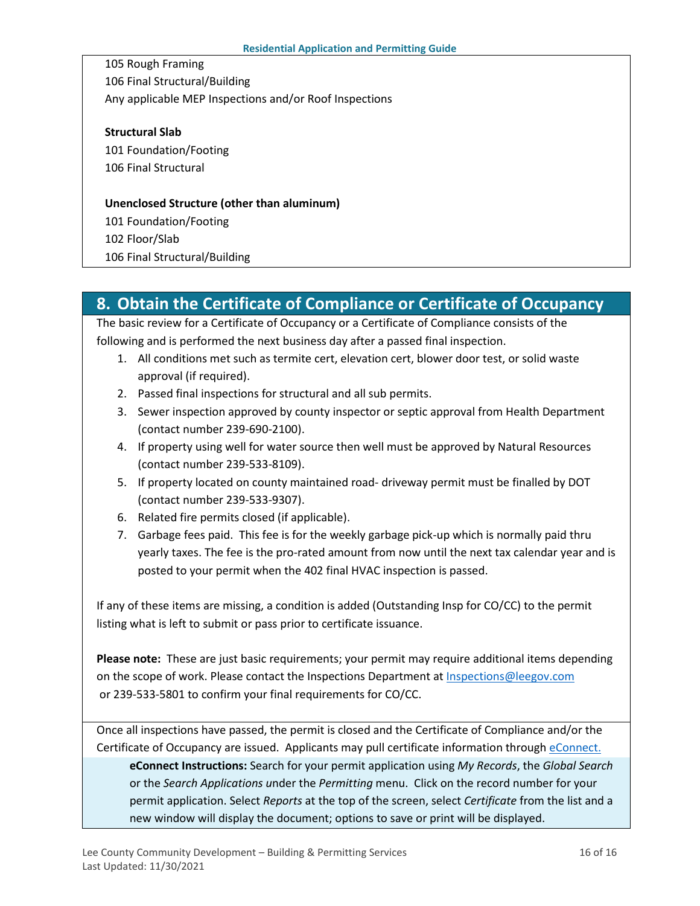105 Rough Framing
106 Final Structural/Building
Any applicable MEP Inspections and/or Roof Inspections

**Structural Slab**
101 Foundation/Footing
106 Final Structural

**Unenclosed Structure (other than aluminum)**
101 Foundation/Footing
102 Floor/Slab
106 Final Structural/Building

## 8. Obtain the Certificate of Compliance or Certificate of Occupancy

The basic review for a Certificate of Occupancy or a Certificate of Compliance consists of the following and is performed the next business day after a passed final inspection.

1. All conditions met such as termite cert, elevation cert, blower door test, or solid waste approval (if required).
2. Passed final inspections for structural and all sub permits.
3. Sewer inspection approved by county inspector or septic approval from Health Department (contact number 239-690-2100).
4. If property using well for water source then well must be approved by Natural Resources (contact number 239-533-8109).
5. If property located on county maintained road- driveway permit must be finalled by DOT (contact number 239-533-9307).
6. Related fire permits closed (if applicable).
7. Garbage fees paid. This fee is for the weekly garbage pick-up which is normally paid thru yearly taxes. The fee is the pro-rated amount from now until the next tax calendar year and is posted to your permit when the 402 final HVAC inspection is passed.

If any of these items are missing, a condition is added (Outstanding Insp for CO/CC) to the permit listing what is left to submit or pass prior to certificate issuance.

**Please note:** These are just basic requirements; your permit may require additional items depending on the scope of work. Please contact the Inspections Department at Inspections@leegov.com or 239-533-5801 to confirm your final requirements for CO/CC.

Once all inspections have passed, the permit is closed and the Certificate of Compliance and/or the Certificate of Occupancy are issued. Applicants may pull certificate information through eConnect.

**eConnect Instructions:** Search for your permit application using *My Records*, the *Global Search* or the *Search Applications* under the *Permitting* menu. Click on the record number for your permit application. Select *Reports* at the top of the screen, select *Certificate* from the list and a new window will display the document; options to save or print will be displayed.